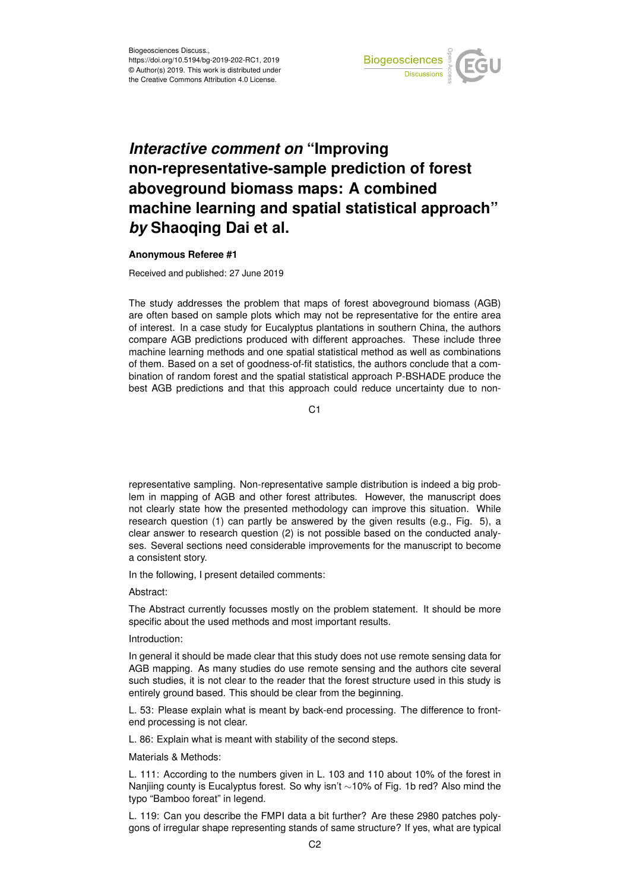# *Interactive comment on* "Improving non-representative-sample prediction of forest aboveground biomass maps: A combined machine learning and spatial statistical approach" *by* Shaoqing Dai et al.

**Anonymous Referee #1**

Received and published: 27 June 2019

The study addresses the problem that maps of forest aboveground biomass (AGB) are often based on sample plots which may not be representative for the entire area of interest. In a case study for Eucalyptus plantations in southern China, the authors compare AGB predictions produced with different approaches. These include three machine learning methods and one spatial statistical method as well as combinations of them. Based on a set of goodness-of-fit statistics, the authors conclude that a combination of random forest and the spatial statistical approach P-BSHADE produce the best AGB predictions and that this approach could reduce uncertainty due to non-representative sampling. Non-representative sample distribution is indeed a big problem in mapping of AGB and other forest attributes. However, the manuscript does not clearly state how the presented methodology can improve this situation. While research question (1) can partly be answered by the given results (e.g., Fig. 5), a clear answer to research question (2) is not possible based on the conducted analyses. Several sections need considerable improvements for the manuscript to become a consistent story.

In the following, I present detailed comments:

Abstract:

The Abstract currently focusses mostly on the problem statement. It should be more specific about the used methods and most important results.

Introduction:

In general it should be made clear that this study does not use remote sensing data for AGB mapping. As many studies do use remote sensing and the authors cite several such studies, it is not clear to the reader that the forest structure used in this study is entirely ground based. This should be clear from the beginning.

L. 53: Please explain what is meant by back-end processing. The difference to front-end processing is not clear.

L. 86: Explain what is meant with stability of the second steps.

Materials & Methods:

L. 111: According to the numbers given in L. 103 and 110 about 10% of the forest in Nanjiing county is Eucalyptus forest. So why isn't ∼10% of Fig. 1b red? Also mind the typo "Bamboo foreat" in legend.

L. 119: Can you describe the FMPI data a bit further? Are these 2980 patches polygons of irregular shape representing stands of same structure? If yes, what are typical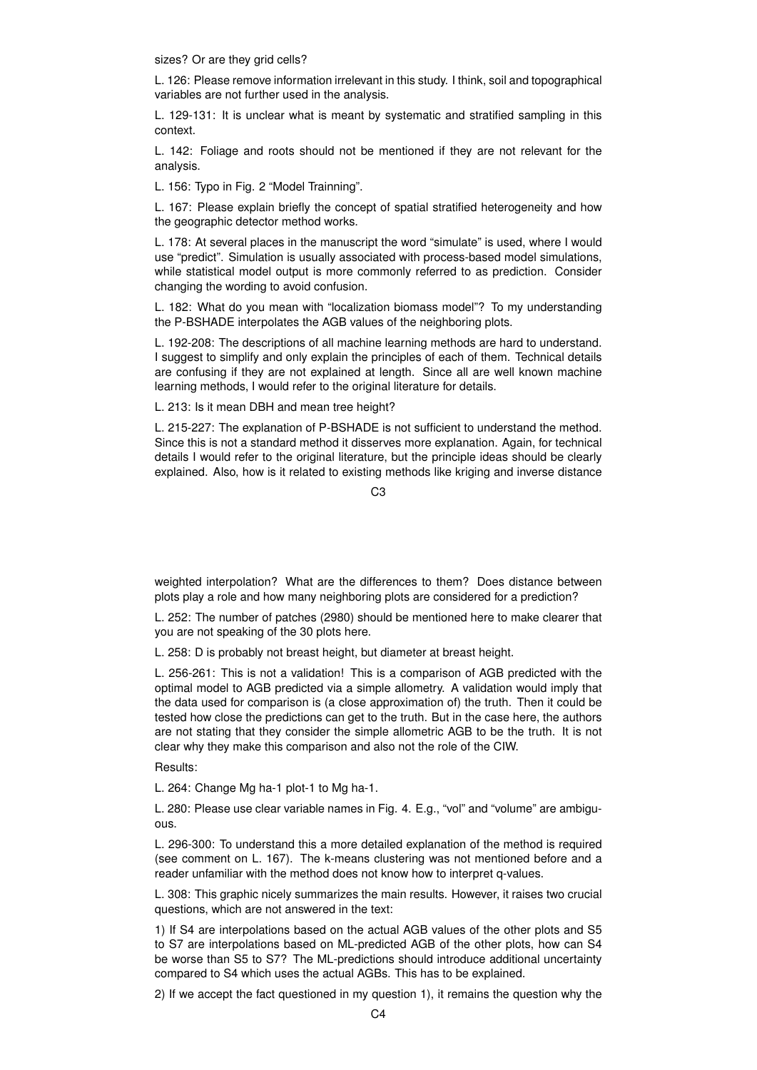sizes? Or are they grid cells?

L. 126: Please remove information irrelevant in this study. I think, soil and topographical variables are not further used in the analysis.

L. 129-131: It is unclear what is meant by systematic and stratified sampling in this context.

L. 142: Foliage and roots should not be mentioned if they are not relevant for the analysis.

L. 156: Typo in Fig. 2 "Model Trainning".

L. 167: Please explain briefly the concept of spatial stratified heterogeneity and how the geographic detector method works.

L. 178: At several places in the manuscript the word "simulate" is used, where I would use "predict". Simulation is usually associated with process-based model simulations, while statistical model output is more commonly referred to as prediction. Consider changing the wording to avoid confusion.

L. 182: What do you mean with "localization biomass model"? To my understanding the P-BSHADE interpolates the AGB values of the neighboring plots.

L. 192-208: The descriptions of all machine learning methods are hard to understand. I suggest to simplify and only explain the principles of each of them. Technical details are confusing if they are not explained at length. Since all are well known machine learning methods, I would refer to the original literature for details.

L. 213: Is it mean DBH and mean tree height?

L. 215-227: The explanation of P-BSHADE is not sufficient to understand the method. Since this is not a standard method it disserves more explanation. Again, for technical details I would refer to the original literature, but the principle ideas should be clearly explained. Also, how is it related to existing methods like kriging and inverse distance weighted interpolation? What are the differences to them? Does distance between plots play a role and how many neighboring plots are considered for a prediction?

L. 252: The number of patches (2980) should be mentioned here to make clearer that you are not speaking of the 30 plots here.

L. 258: D is probably not breast height, but diameter at breast height.

L. 256-261: This is not a validation! This is a comparison of AGB predicted with the optimal model to AGB predicted via a simple allometry. A validation would imply that the data used for comparison is (a close approximation of) the truth. Then it could be tested how close the predictions can get to the truth. But in the case here, the authors are not stating that they consider the simple allometric AGB to be the truth. It is not clear why they make this comparison and also not the role of the CIW.

Results:

L. 264: Change Mg ha-1 plot-1 to Mg ha-1.

L. 280: Please use clear variable names in Fig. 4. E.g., "vol" and "volume" are ambiguous.

L. 296-300: To understand this a more detailed explanation of the method is required (see comment on L. 167). The k-means clustering was not mentioned before and a reader unfamiliar with the method does not know how to interpret q-values.

L. 308: This graphic nicely summarizes the main results. However, it raises two crucial questions, which are not answered in the text:

1) If S4 are interpolations based on the actual AGB values of the other plots and S5 to S7 are interpolations based on ML-predicted AGB of the other plots, how can S4 be worse than S5 to S7? The ML-predictions should introduce additional uncertainty compared to S4 which uses the actual AGBs. This has to be explained.

2) If we accept the fact questioned in my question 1), it remains the question why the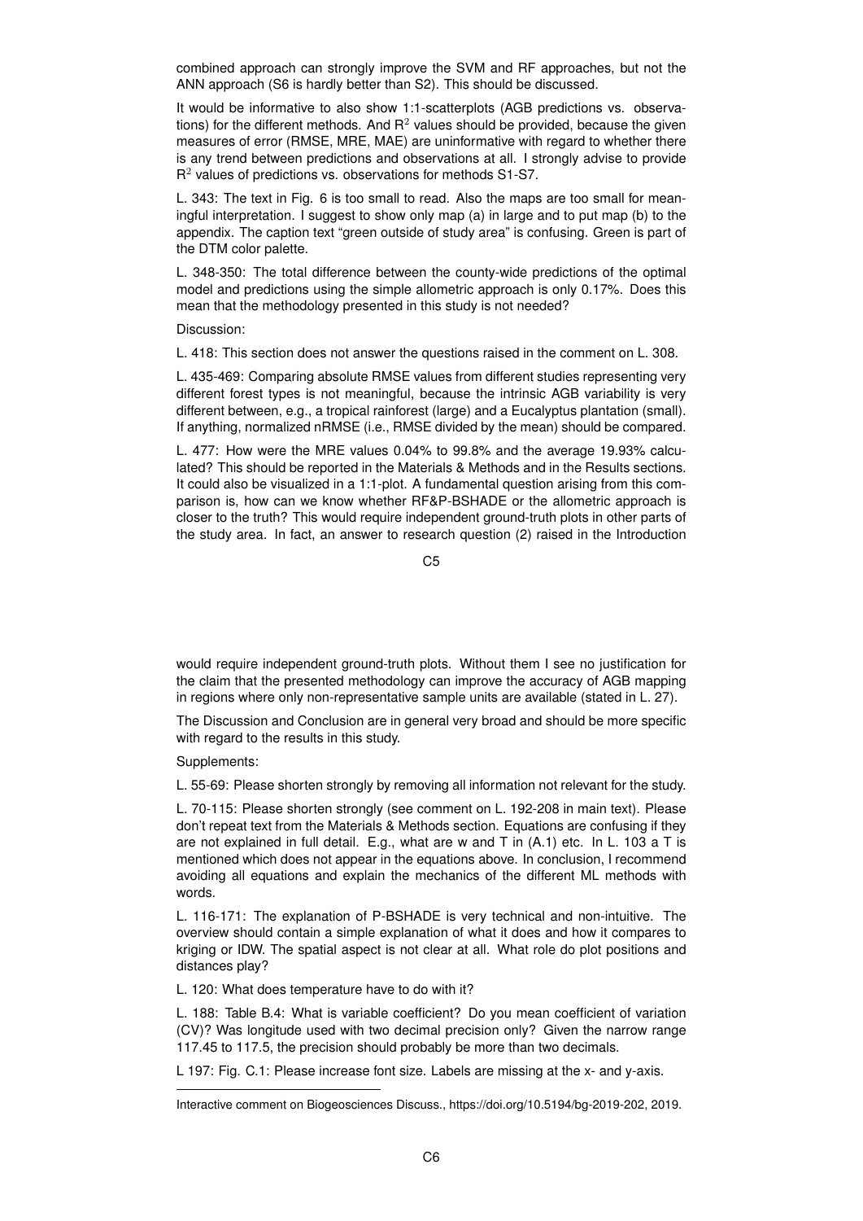combined approach can strongly improve the SVM and RF approaches, but not the ANN approach (S6 is hardly better than S2). This should be discussed.

It would be informative to also show 1:1-scatterplots (AGB predictions vs. observations) for the different methods. And $R^2$ values should be provided, because the given measures of error (RMSE, MRE, MAE) are uninformative with regard to whether there is any trend between predictions and observations at all. I strongly advise to provide $R^2$ values of predictions vs. observations for methods S1-S7.

L. 343: The text in Fig. 6 is too small to read. Also the maps are too small for meaningful interpretation. I suggest to show only map (a) in large and to put map (b) to the appendix. The caption text "green outside of study area" is confusing. Green is part of the DTM color palette.

L. 348-350: The total difference between the county-wide predictions of the optimal model and predictions using the simple allometric approach is only 0.17%. Does this mean that the methodology presented in this study is not needed?

Discussion:

L. 418: This section does not answer the questions raised in the comment on L. 308.

L. 435-469: Comparing absolute RMSE values from different studies representing very different forest types is not meaningful, because the intrinsic AGB variability is very different between, e.g., a tropical rainforest (large) and a Eucalyptus plantation (small). If anything, normalized nRMSE (i.e., RMSE divided by the mean) should be compared.

L. 477: How were the MRE values 0.04% to 99.8% and the average 19.93% calculated? This should be reported in the Materials & Methods and in the Results sections. It could also be visualized in a 1:1-plot. A fundamental question arising from this comparison is, how can we know whether RF&P-BSHADE or the allometric approach is closer to the truth? This would require independent ground-truth plots in other parts of the study area. In fact, an answer to research question (2) raised in the Introduction would require independent ground-truth plots. Without them I see no justification for the claim that the presented methodology can improve the accuracy of AGB mapping in regions where only non-representative sample units are available (stated in L. 27).

The Discussion and Conclusion are in general very broad and should be more specific with regard to the results in this study.

Supplements:

L. 55-69: Please shorten strongly by removing all information not relevant for the study.

L. 70-115: Please shorten strongly (see comment on L. 192-208 in main text). Please don't repeat text from the Materials & Methods section. Equations are confusing if they are not explained in full detail. E.g., what are w and T in (A.1) etc. In L. 103 a T is mentioned which does not appear in the equations above. In conclusion, I recommend avoiding all equations and explain the mechanics of the different ML methods with words.

L. 116-171: The explanation of P-BSHADE is very technical and non-intuitive. The overview should contain a simple explanation of what it does and how it compares to kriging or IDW. The spatial aspect is not clear at all. What role do plot positions and distances play?

L. 120: What does temperature have to do with it?

L. 188: Table B.4: What is variable coefficient? Do you mean coefficient of variation (CV)? Was longitude used with two decimal precision only? Given the narrow range 117.45 to 117.5, the precision should probably be more than two decimals.

L 197: Fig. C.1: Please increase font size. Labels are missing at the x- and y-axis.

Interactive comment on Biogeosciences Discuss., https://doi.org/10.5194/bg-2019-202, 2019.